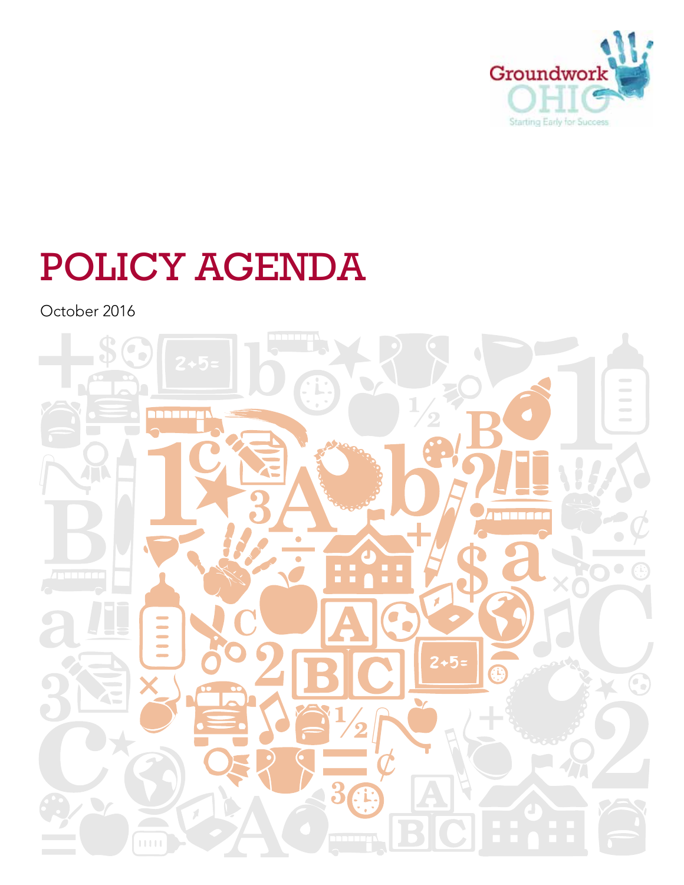Groundwork OHIO

Starting Early for Success

# POLICY AGENDA

October 2016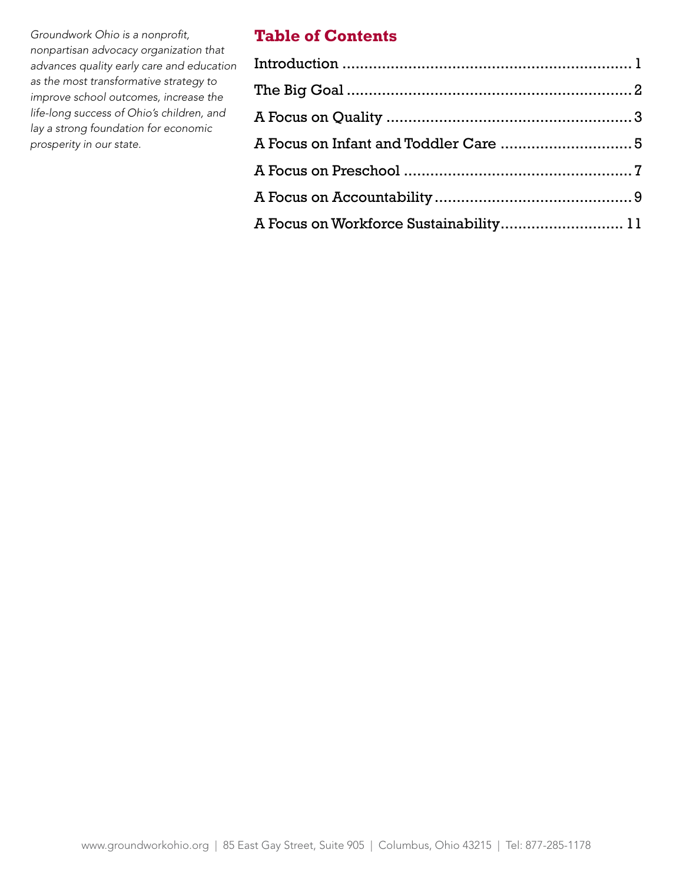*Groundwork Ohio is a nonprofit, nonpartisan advocacy organization that advances quality early care and education as the most transformative strategy to improve school outcomes, increase the life-long success of Ohio's children, and lay a strong foundation for economic prosperity in our state.*

## Table of Contents

Introduction .................................................................. 1

The Big Goal ................................................................. 2

A Focus on Quality ........................................................ 3

A Focus on Infant and Toddler Care .............................. 5

A Focus on Preschool .................................................... 7

A Focus on Accountability ............................................. 9

A Focus on Workforce Sustainability............................ 11

www.groundworkohio.org | 85 East Gay Street, Suite 905 | Columbus, Ohio 43215 | Tel: 877-285-1178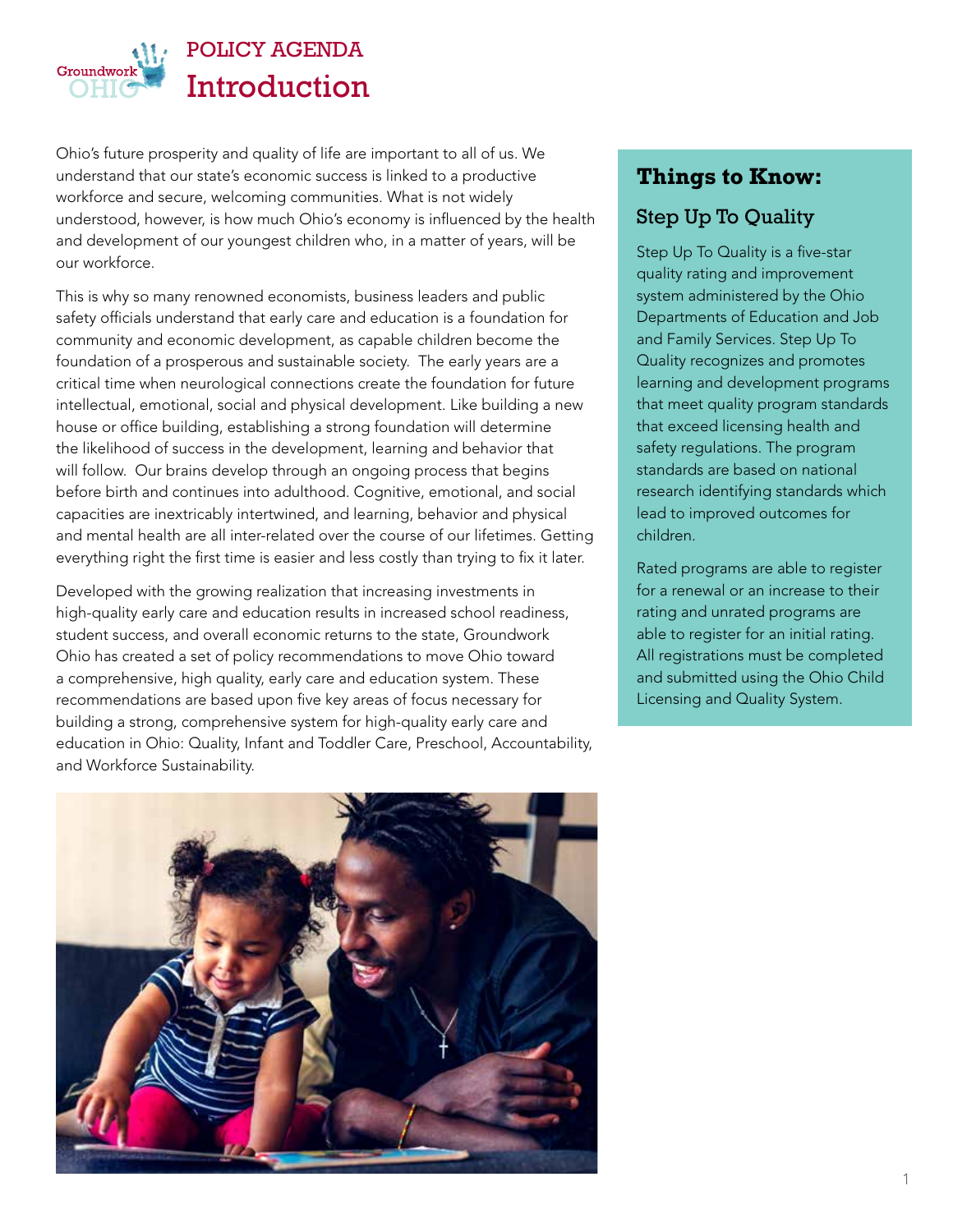# POLICY AGENDA
# Introduction

Ohio's future prosperity and quality of life are important to all of us. We understand that our state's economic success is linked to a productive workforce and secure, welcoming communities. What is not widely understood, however, is how much Ohio's economy is influenced by the health and development of our youngest children who, in a matter of years, will be our workforce.

This is why so many renowned economists, business leaders and public safety officials understand that early care and education is a foundation for community and economic development, as capable children become the foundation of a prosperous and sustainable society. The early years are a critical time when neurological connections create the foundation for future intellectual, emotional, social and physical development. Like building a new house or office building, establishing a strong foundation will determine the likelihood of success in the development, learning and behavior that will follow. Our brains develop through an ongoing process that begins before birth and continues into adulthood. Cognitive, emotional, and social capacities are inextricably intertwined, and learning, behavior and physical and mental health are all inter-related over the course of our lifetimes. Getting everything right the first time is easier and less costly than trying to fix it later.

Developed with the growing realization that increasing investments in high-quality early care and education results in increased school readiness, student success, and overall economic returns to the state, Groundwork Ohio has created a set of policy recommendations to move Ohio toward a comprehensive, high quality, early care and education system. These recommendations are based upon five key areas of focus necessary for building a strong, comprehensive system for high-quality early care and education in Ohio: Quality, Infant and Toddler Care, Preschool, Accountability, and Workforce Sustainability.

## Things to Know:

### Step Up To Quality

Step Up To Quality is a five-star quality rating and improvement system administered by the Ohio Departments of Education and Job and Family Services. Step Up To Quality recognizes and promotes learning and development programs that meet quality program standards that exceed licensing health and safety regulations. The program standards are based on national research identifying standards which lead to improved outcomes for children.

Rated programs are able to register for a renewal or an increase to their rating and unrated programs are able to register for an initial rating. All registrations must be completed and submitted using the Ohio Child Licensing and Quality System.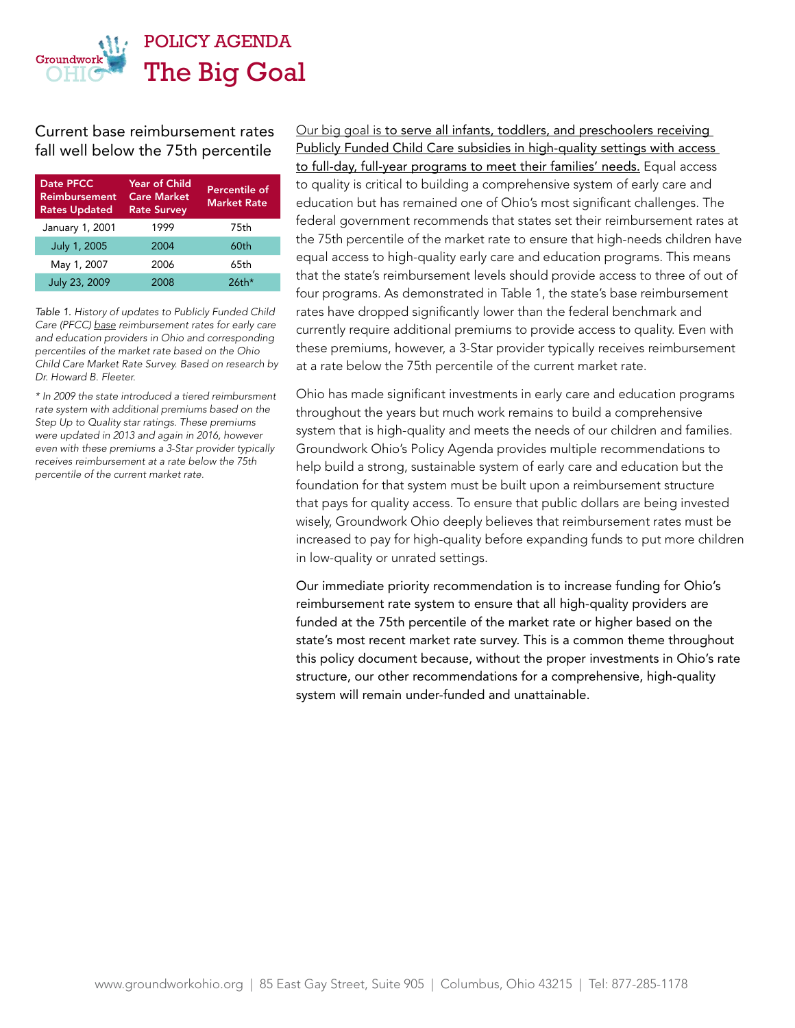# POLICY AGENDA

# The Big Goal

## Current base reimbursement rates fall well below the 75th percentile

| Date PFCC Reimbursement Rates Updated | Year of Child Care Market Rate Survey | Percentile of Market Rate |
|---|---|---|
| January 1, 2001 | 1999 | 75th |
| July 1, 2005 | 2004 | 60th |
| May 1, 2007 | 2006 | 65th |
| July 23, 2009 | 2008 | 26th* |

*Table 1. History of updates to Publicly Funded Child Care (PFCC) base reimbursement rates for early care and education providers in Ohio and corresponding percentiles of the market rate based on the Ohio Child Care Market Rate Survey. Based on research by Dr. Howard B. Fleeter.*

** In 2009 the state introduced a tiered reimbursment rate system with additional premiums based on the Step Up to Quality star ratings. These premiums were updated in 2013 and again in 2016, however even with these premiums a 3-Star provider typically receives reimbursement at a rate below the 75th percentile of the current market rate.*

Our big goal is to serve all infants, toddlers, and preschoolers receiving Publicly Funded Child Care subsidies in high-quality settings with access to full-day, full-year programs to meet their families' needs. Equal access to quality is critical to building a comprehensive system of early care and education but has remained one of Ohio's most significant challenges. The federal government recommends that states set their reimbursement rates at the 75th percentile of the market rate to ensure that high-needs children have equal access to high-quality early care and education programs. This means that the state's reimbursement levels should provide access to three of out of four programs. As demonstrated in Table 1, the state's base reimbursement rates have dropped significantly lower than the federal benchmark and currently require additional premiums to provide access to quality. Even with these premiums, however, a 3-Star provider typically receives reimbursement at a rate below the 75th percentile of the current market rate.

Ohio has made significant investments in early care and education programs throughout the years but much work remains to build a comprehensive system that is high-quality and meets the needs of our children and families. Groundwork Ohio's Policy Agenda provides multiple recommendations to help build a strong, sustainable system of early care and education but the foundation for that system must be built upon a reimbursement structure that pays for quality access. To ensure that public dollars are being invested wisely, Groundwork Ohio deeply believes that reimbursement rates must be increased to pay for high-quality before expanding funds to put more children in low-quality or unrated settings.

Our immediate priority recommendation is to increase funding for Ohio's reimbursement rate system to ensure that all high-quality providers are funded at the 75th percentile of the market rate or higher based on the state's most recent market rate survey. This is a common theme throughout this policy document because, without the proper investments in Ohio's rate structure, our other recommendations for a comprehensive, high-quality system will remain under-funded and unattainable.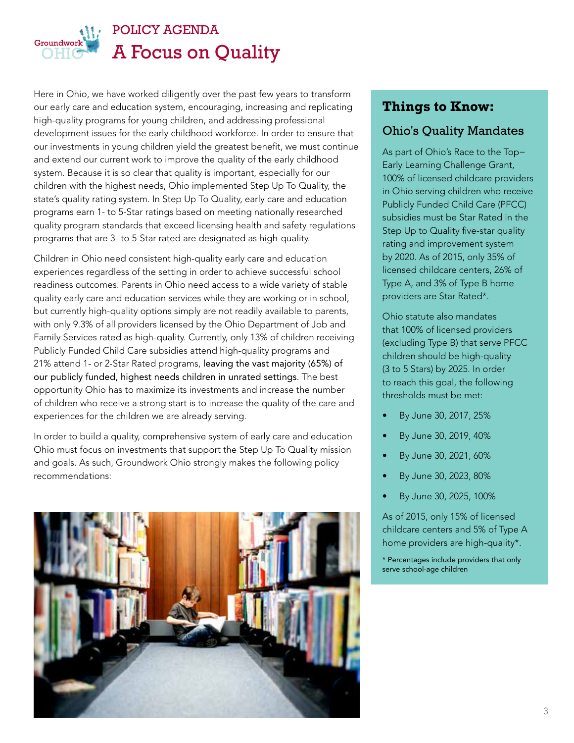POLICY AGENDA

# A Focus on Quality

Here in Ohio, we have worked diligently over the past few years to transform our early care and education system, encouraging, increasing and replicating high-quality programs for young children, and addressing professional development issues for the early childhood workforce. In order to ensure that our investments in young children yield the greatest benefit, we must continue and extend our current work to improve the quality of the early childhood system. Because it is so clear that quality is important, especially for our children with the highest needs, Ohio implemented Step Up To Quality, the state's quality rating system. In Step Up To Quality, early care and education programs earn 1- to 5-Star ratings based on meeting nationally researched quality program standards that exceed licensing health and safety regulations programs that are 3- to 5-Star rated are designated as high-quality.

Children in Ohio need consistent high-quality early care and education experiences regardless of the setting in order to achieve successful school readiness outcomes. Parents in Ohio need access to a wide variety of stable quality early care and education services while they are working or in school, but currently high-quality options simply are not readily available to parents, with only 9.3% of all providers licensed by the Ohio Department of Job and Family Services rated as high-quality. Currently, only 13% of children receiving Publicly Funded Child Care subsidies attend high-quality programs and 21% attend 1- or 2-Star Rated programs, leaving the vast majority (65%) of our publicly funded, highest needs children in unrated settings. The best opportunity Ohio has to maximize its investments and increase the number of children who receive a strong start is to increase the quality of the care and experiences for the children we are already serving.

In order to build a quality, comprehensive system of early care and education Ohio must focus on investments that support the Step Up To Quality mission and goals. As such, Groundwork Ohio strongly makes the following policy recommendations:

## Things to Know:

### Ohio's Quality Mandates

As part of Ohio's Race to the Top–Early Learning Challenge Grant, 100% of licensed childcare providers in Ohio serving children who receive Publicly Funded Child Care (PFCC) subsidies must be Star Rated in the Step Up to Quality five-star quality rating and improvement system by 2020. As of 2015, only 35% of licensed childcare centers, 26% of Type A, and 3% of Type B home providers are Star Rated*.

Ohio statute also mandates that 100% of licensed providers (excluding Type B) that serve PFCC children should be high-quality (3 to 5 Stars) by 2025. In order to reach this goal, the following thresholds must be met:

- By June 30, 2017, 25%
- By June 30, 2019, 40%
- By June 30, 2021, 60%
- By June 30, 2023, 80%
- By June 30, 2025, 100%

As of 2015, only 15% of licensed childcare centers and 5% of Type A home providers are high-quality*.

* Percentages include providers that only serve school-age children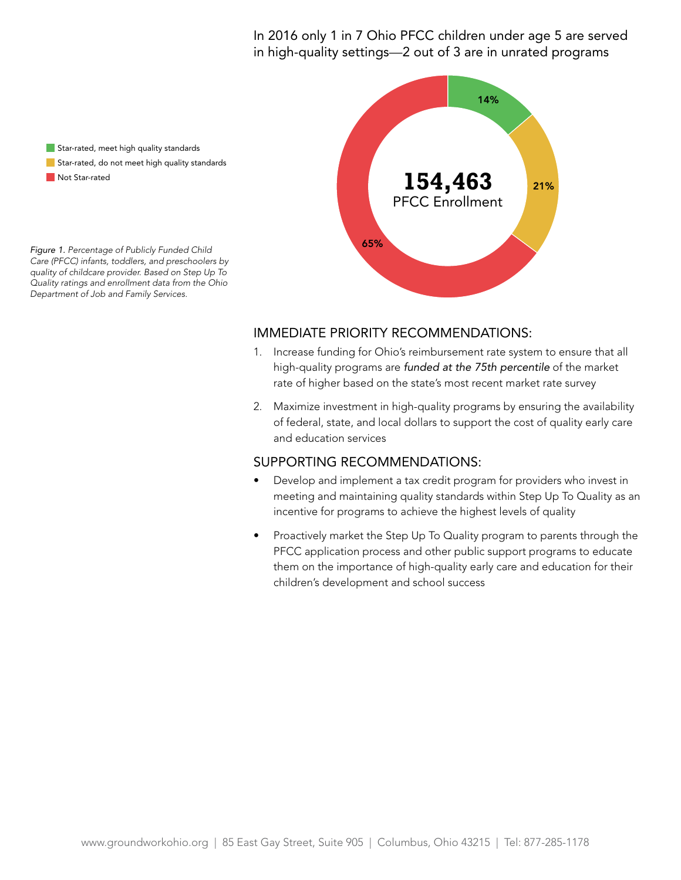In 2016 only 1 in 7 Ohio PFCC children under age 5 are served in high-quality settings—2 out of 3 are in unrated programs

- Star-rated, meet high quality standards: 14%
- Star-rated, do not meet high quality standards: 21%
- Not Star-rated: 65%

**154,463**
PFCC Enrollment

*Figure 1. Percentage of Publicly Funded Child Care (PFCC) infants, toddlers, and preschoolers by quality of childcare provider. Based on Step Up To Quality ratings and enrollment data from the Ohio Department of Job and Family Services.*

## IMMEDIATE PRIORITY RECOMMENDATIONS:

1. Increase funding for Ohio's reimbursement rate system to ensure that all high-quality programs are *funded at the 75th percentile* of the market rate of higher based on the state's most recent market rate survey
2. Maximize investment in high-quality programs by ensuring the availability of federal, state, and local dollars to support the cost of quality early care and education services

## SUPPORTING RECOMMENDATIONS:

- Develop and implement a tax credit program for providers who invest in meeting and maintaining quality standards within Step Up To Quality as an incentive for programs to achieve the highest levels of quality
- Proactively market the Step Up To Quality program to parents through the PFCC application process and other public support programs to educate them on the importance of high-quality early care and education for their children's development and school success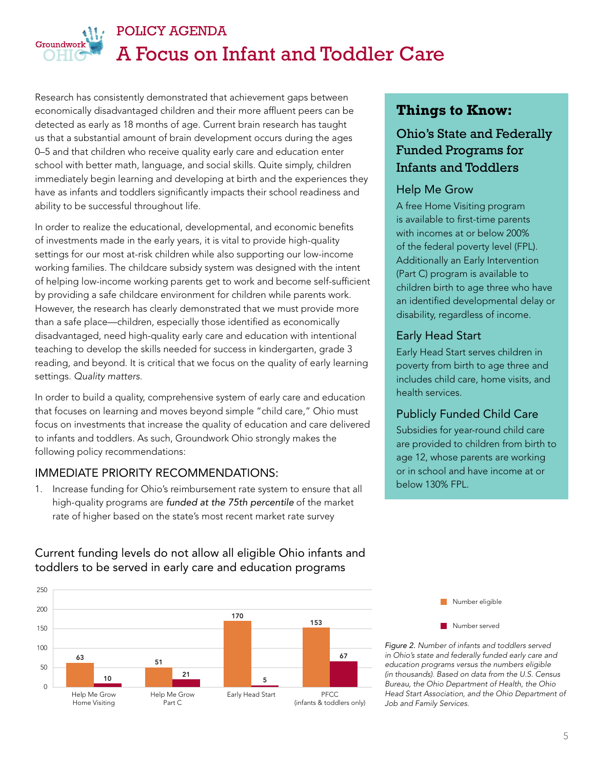# POLICY AGENDA
# A Focus on Infant and Toddler Care

Research has consistently demonstrated that achievement gaps between economically disadvantaged children and their more affluent peers can be detected as early as 18 months of age. Current brain research has taught us that a substantial amount of brain development occurs during the ages 0–5 and that children who receive quality early care and education enter school with better math, language, and social skills. Quite simply, children immediately begin learning and developing at birth and the experiences they have as infants and toddlers significantly impacts their school readiness and ability to be successful throughout life.

In order to realize the educational, developmental, and economic benefits of investments made in the early years, it is vital to provide high-quality settings for our most at-risk children while also supporting our low-income working families. The childcare subsidy system was designed with the intent of helping low-income working parents get to work and become self-sufficient by providing a safe childcare environment for children while parents work. However, the research has clearly demonstrated that we must provide more than a safe place—children, especially those identified as economically disadvantaged, need high-quality early care and education with intentional teaching to develop the skills needed for success in kindergarten, grade 3 reading, and beyond. It is critical that we focus on the quality of early learning settings. *Quality matters.*

In order to build a quality, comprehensive system of early care and education that focuses on learning and moves beyond simple "child care," Ohio must focus on investments that increase the quality of education and care delivered to infants and toddlers. As such, Groundwork Ohio strongly makes the following policy recommendations:

## IMMEDIATE PRIORITY RECOMMENDATIONS:

1. Increase funding for Ohio's reimbursement rate system to ensure that all high-quality programs are *funded at the 75th percentile* of the market rate of higher based on the state's most recent market rate survey

## Things to Know:

### Ohio's State and Federally Funded Programs for Infants and Toddlers

**Help Me Grow**

A free Home Visiting program is available to first-time parents with incomes at or below 200% of the federal poverty level (FPL). Additionally an Early Intervention (Part C) program is available to children birth to age three who have an identified developmental delay or disability, regardless of income.

**Early Head Start**

Early Head Start serves children in poverty from birth to age three and includes child care, home visits, and health services.

**Publicly Funded Child Care**

Subsidies for year-round child care are provided to children from birth to age 12, whose parents are working or in school and have income at or below 130% FPL.

### Current funding levels do not allow all eligible Ohio infants and toddlers to be served in early care and education programs

| Program | Number eligible | Number served |
|---|---|---|
| Help Me Grow Home Visiting | 63 | 10 |
| Help Me Grow Part C | 51 | 21 |
| Early Head Start | 170 | 5 |
| PFCC (infants & toddlers only) | 153 | 67 |

*Figure 2. Number of infants and toddlers served in Ohio's state and federally funded early care and education programs versus the numbers eligible (in thousands). Based on data from the U.S. Census Bureau, the Ohio Department of Health, the Ohio Head Start Association, and the Ohio Department of Job and Family Services.*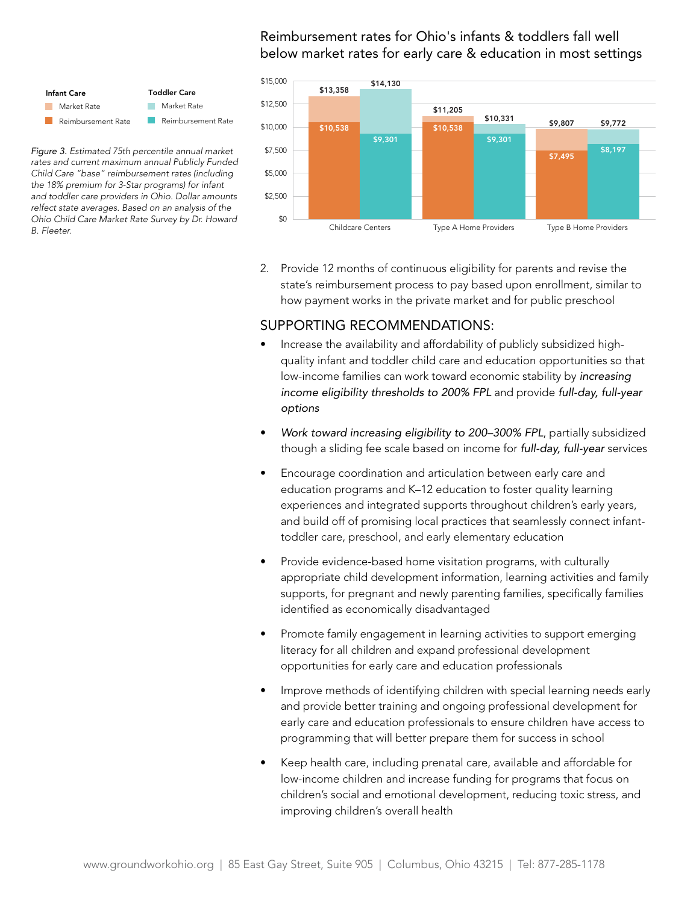Reimbursement rates for Ohio's infants & toddlers fall well below market rates for early care & education in most settings

| | Infant Care Market Rate | Infant Care Reimbursement Rate | Toddler Care Market Rate | Toddler Care Reimbursement Rate |
|---|---|---|---|---|
| Childcare Centers | $13,358 | $10,538 | $14,130 | $9,301 |
| Type A Home Providers | $11,205 | $10,538 | $10,331 | $9,301 |
| Type B Home Providers | $9,807 | $7,495 | $9,772 | $8,197 |

*Figure 3. Estimated 75th percentile annual market rates and current maximum annual Publicly Funded Child Care "base" reimbursement rates (including the 18% premium for 3-Star programs) for infant and toddler care providers in Ohio. Dollar amounts relfect state averages. Based on an analysis of the Ohio Child Care Market Rate Survey by Dr. Howard B. Fleeter.*

2. Provide 12 months of continuous eligibility for parents and revise the state's reimbursement process to pay based upon enrollment, similar to how payment works in the private market and for public preschool

## SUPPORTING RECOMMENDATIONS:

- Increase the availability and affordability of publicly subsidized high-quality infant and toddler child care and education opportunities so that low-income families can work toward economic stability by *increasing income eligibility thresholds to 200% FPL* and provide *full-day, full-year options*
- *Work toward increasing eligibility to 200–300% FPL*, partially subsidized though a sliding fee scale based on income for *full-day, full-year* services
- Encourage coordination and articulation between early care and education programs and K–12 education to foster quality learning experiences and integrated supports throughout children's early years, and build off of promising local practices that seamlessly connect infant-toddler care, preschool, and early elementary education
- Provide evidence-based home visitation programs, with culturally appropriate child development information, learning activities and family supports, for pregnant and newly parenting families, specifically families identified as economically disadvantaged
- Promote family engagement in learning activities to support emerging literacy for all children and expand professional development opportunities for early care and education professionals
- Improve methods of identifying children with special learning needs early and provide better training and ongoing professional development for early care and education professionals to ensure children have access to programming that will better prepare them for success in school
- Keep health care, including prenatal care, available and affordable for low-income children and increase funding for programs that focus on children's social and emotional development, reducing toxic stress, and improving children's overall health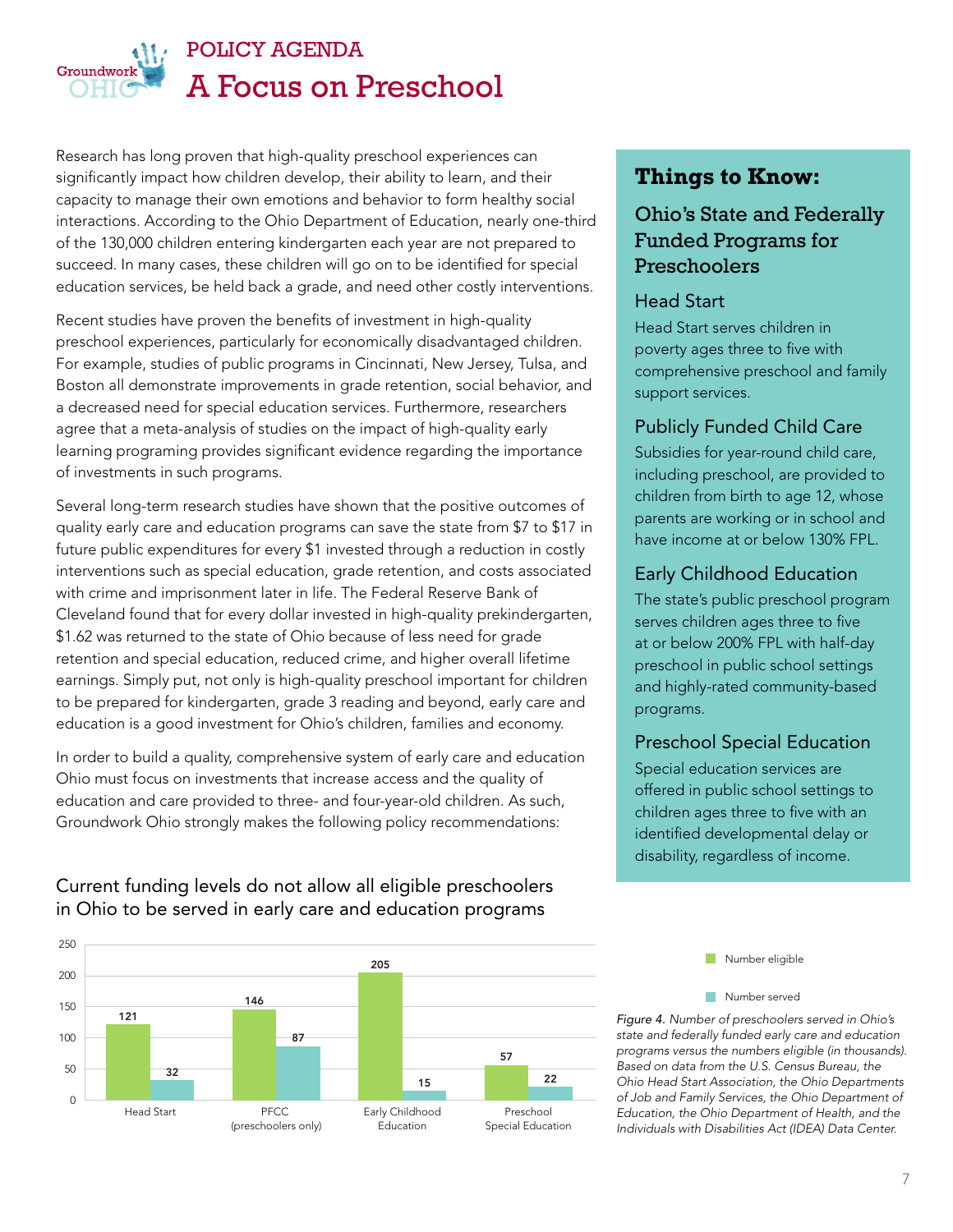# POLICY AGENDA
# A Focus on Preschool

Research has long proven that high-quality preschool experiences can significantly impact how children develop, their ability to learn, and their capacity to manage their own emotions and behavior to form healthy social interactions. According to the Ohio Department of Education, nearly one-third of the 130,000 children entering kindergarten each year are not prepared to succeed. In many cases, these children will go on to be identified for special education services, be held back a grade, and need other costly interventions.

Recent studies have proven the benefits of investment in high-quality preschool experiences, particularly for economically disadvantaged children. For example, studies of public programs in Cincinnati, New Jersey, Tulsa, and Boston all demonstrate improvements in grade retention, social behavior, and a decreased need for special education services. Furthermore, researchers agree that a meta-analysis of studies on the impact of high-quality early learning programing provides significant evidence regarding the importance of investments in such programs.

Several long-term research studies have shown that the positive outcomes of quality early care and education programs can save the state from $7 to $17 in future public expenditures for every $1 invested through a reduction in costly interventions such as special education, grade retention, and costs associated with crime and imprisonment later in life. The Federal Reserve Bank of Cleveland found that for every dollar invested in high-quality prekindergarten, $1.62 was returned to the state of Ohio because of less need for grade retention and special education, reduced crime, and higher overall lifetime earnings. Simply put, not only is high-quality preschool important for children to be prepared for kindergarten, grade 3 reading and beyond, early care and education is a good investment for Ohio's children, families and economy.

In order to build a quality, comprehensive system of early care and education Ohio must focus on investments that increase access and the quality of education and care provided to three- and four-year-old children. As such, Groundwork Ohio strongly makes the following policy recommendations:

## Things to Know:

### Ohio's State and Federally Funded Programs for Preschoolers

**Head Start**
Head Start serves children in poverty ages three to five with comprehensive preschool and family support services.

**Publicly Funded Child Care**
Subsidies for year-round child care, including preschool, are provided to children from birth to age 12, whose parents are working or in school and have income at or below 130% FPL.

**Early Childhood Education**
The state's public preschool program serves children ages three to five at or below 200% FPL with half-day preschool in public school settings and highly-rated community-based programs.

**Preschool Special Education**
Special education services are offered in public school settings to children ages three to five with an identified developmental delay or disability, regardless of income.

### Current funding levels do not allow all eligible preschoolers in Ohio to be served in early care and education programs

| Program | Number eligible | Number served |
|---|---|---|
| Head Start | 121 | 32 |
| PFCC (preschoolers only) | 146 | 87 |
| Early Childhood Education | 205 | 15 |
| Preschool Special Education | 57 | 22 |

*Figure 4. Number of preschoolers served in Ohio's state and federally funded early care and education programs versus the numbers eligible (in thousands). Based on data from the U.S. Census Bureau, the Ohio Head Start Association, the Ohio Departments of Job and Family Services, the Ohio Department of Education, the Ohio Department of Health, and the Individuals with Disabilities IDEA) Data Center.*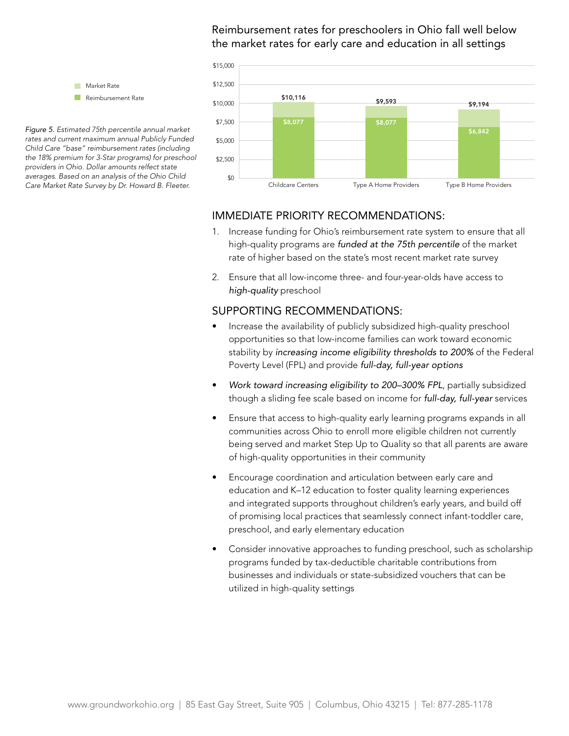## Reimbursement rates for preschoolers in Ohio fall well below the market rates for early care and education in all settings

| | Market Rate | Reimbursement Rate |
|---|---|---|
| Childcare Centers | $10,116 | $8,077 |
| Type A Home Providers | $9,593 | $8,077 |
| Type B Home Providers | $9,194 | $6,842 |

*Figure 5. Estimated 75th percentile annual market rates and current maximum annual Publicly Funded Child Care "base" reimbursement rates (including the 18% premium for 3-Star programs) for preschool providers in Ohio. Dollar amounts relfect state averages. Based on an analysis of the Ohio Child Care Market Rate Survey by Dr. Howard B. Fleeter.*

## IMMEDIATE PRIORITY RECOMMENDATIONS:

1. Increase funding for Ohio's reimbursement rate system to ensure that all high-quality programs are *funded at the 75th percentile* of the market rate of higher based on the state's most recent market rate survey
2. Ensure that all low-income three- and four-year-olds have access to *high-quality* preschool

## SUPPORTING RECOMMENDATIONS:

- Increase the availability of publicly subsidized high-quality preschool opportunities so that low-income families can work toward economic stability by *increasing income eligibility thresholds to 200%* of the Federal Poverty Level (FPL) and provide *full-day, full-year options*
- *Work toward increasing eligibility to 200–300% FPL*, partially subsidized though a sliding fee scale based on income for *full-day, full-year* services
- Ensure that access to high-quality early learning programs expands in all communities across Ohio to enroll more eligible children not currently being served and market Step Up to Quality so that all parents are aware of high-quality opportunities in their community
- Encourage coordination and articulation between early care and education and K–12 education to foster quality learning experiences and integrated supports throughout children's early years, and build off of promising local practices that seamlessly connect infant-toddler care, preschool, and early elementary education
- Consider innovative approaches to funding preschool, such as scholarship programs funded by tax-deductible charitable contributions from businesses and individuals or state-subsidized vouchers that can be utilized in high-quality settings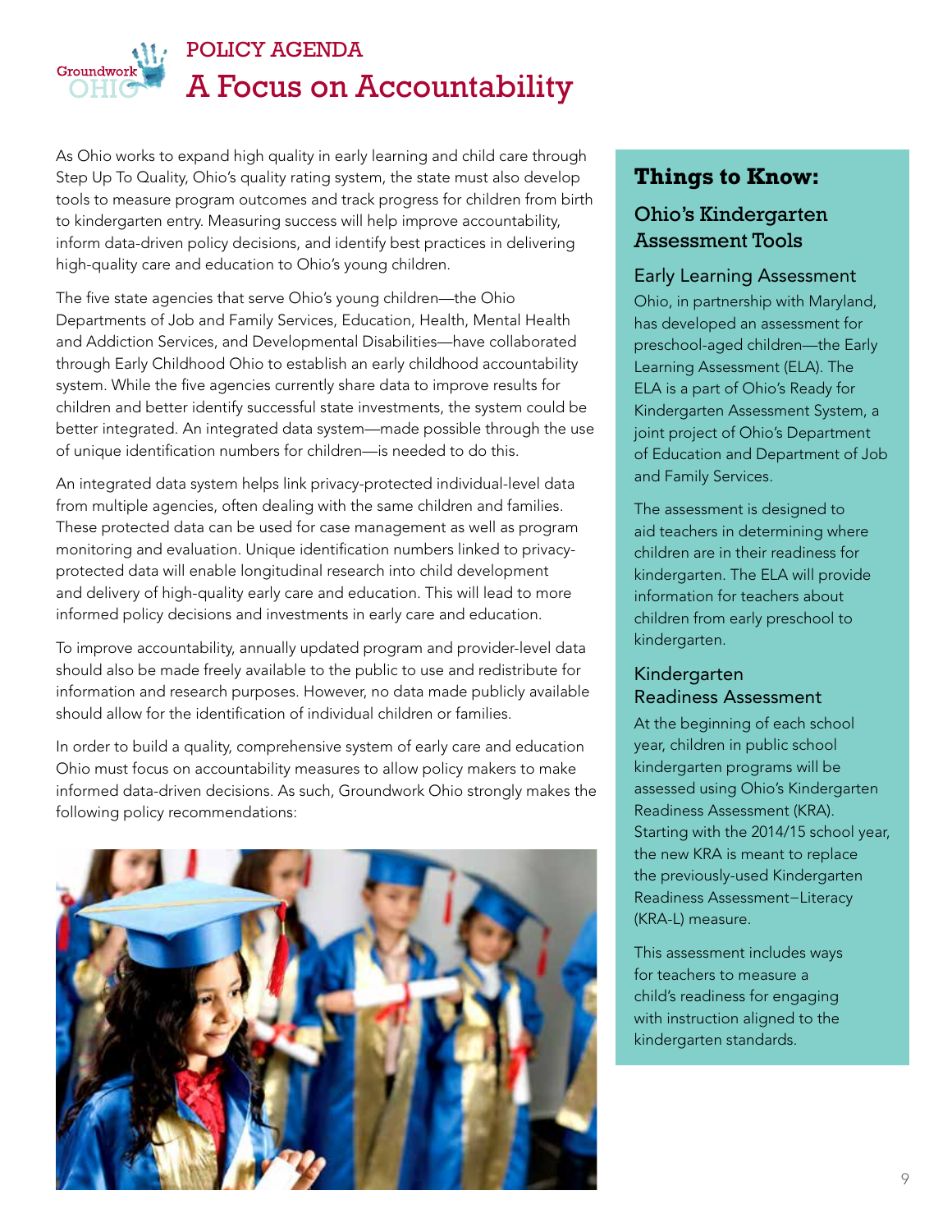POLICY AGENDA

# A Focus on Accountability

As Ohio works to expand high quality in early learning and child care through Step Up To Quality, Ohio's quality rating system, the state must also develop tools to measure program outcomes and track progress for children from birth to kindergarten entry. Measuring success will help improve accountability, inform data-driven policy decisions, and identify best practices in delivering high-quality care and education to Ohio's young children.

The five state agencies that serve Ohio's young children—the Ohio Departments of Job and Family Services, Education, Health, Mental Health and Addiction Services, and Developmental Disabilities—have collaborated through Early Childhood Ohio to establish an early childhood accountability system. While the five agencies currently share data to improve results for children and better identify successful state investments, the system could be better integrated. An integrated data system—made possible through the use of unique identification numbers for children—is needed to do this.

An integrated data system helps link privacy-protected individual-level data from multiple agencies, often dealing with the same children and families. These protected data can be used for case management as well as program monitoring and evaluation. Unique identification numbers linked to privacy-protected data will enable longitudinal research into child development and delivery of high-quality early care and education. This will lead to more informed policy decisions and investments in early care and education.

To improve accountability, annually updated program and provider-level data should also be made freely available to the public to use and redistribute for information and research purposes. However, no data made publicly available should allow for the identification of individual children or families.

In order to build a quality, comprehensive system of early care and education Ohio must focus on accountability measures to allow policy makers to make informed data-driven decisions. As such, Groundwork Ohio strongly makes the following policy recommendations:

## Things to Know:

### Ohio's Kindergarten Assessment Tools

#### Early Learning Assessment

Ohio, in partnership with Maryland, has developed an assessment for preschool-aged children—the Early Learning Assessment (ELA). The ELA is a part of Ohio's Ready for Kindergarten Assessment System, a joint project of Ohio's Department of Education and Department of Job and Family Services.

The assessment is designed to aid teachers in determining where children are in their readiness for kindergarten. The ELA will provide information for teachers about children from early preschool to kindergarten.

#### Kindergarten Readiness Assessment

At the beginning of each school year, children in public school kindergarten programs will be assessed using Ohio's Kindergarten Readiness Assessment (KRA). Starting with the 2014/15 school year, the new KRA is meant to replace the previously-used Kindergarten Readiness Assessment–Literacy (KRA-L) measure.

This assessment includes ways for teachers to measure a child's readiness for engaging with instruction aligned to the kindergarten standards.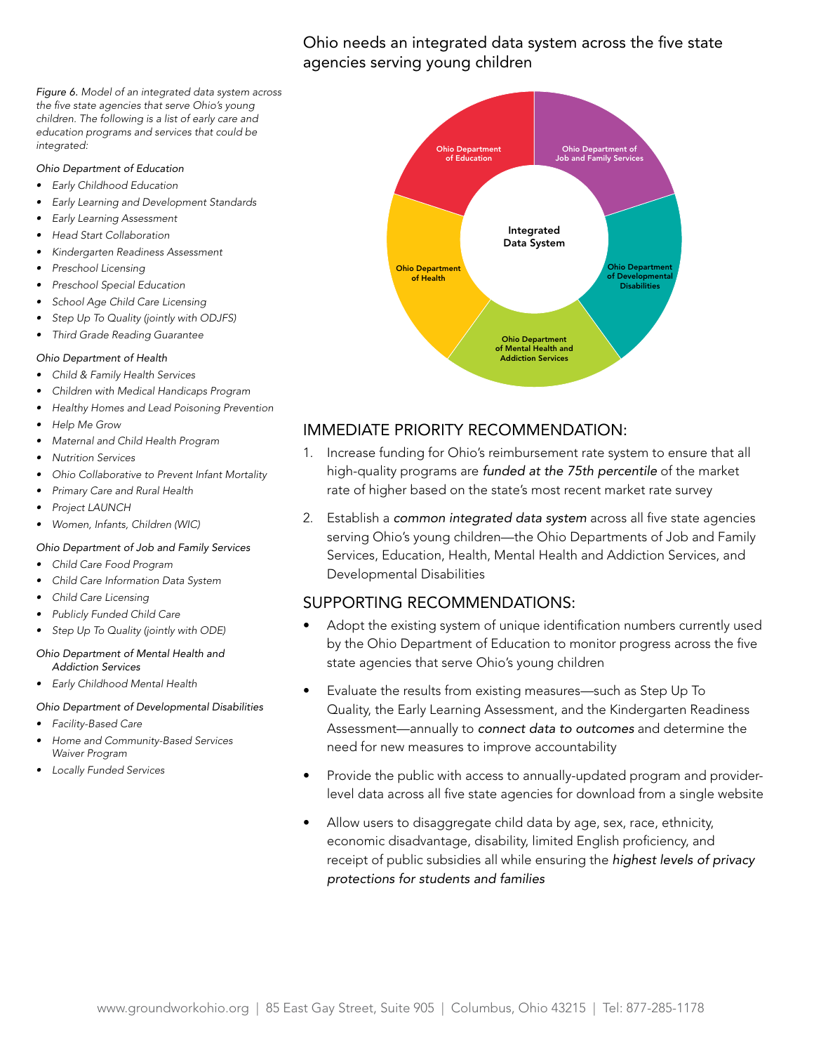## Ohio needs an integrated data system across the five state agencies serving young children

*Figure 6. Model of an integrated data system across the five state agencies that serve Ohio's young children. The following is a list of early care and education programs and services that could be integrated:*

*Ohio Department of Education*

- *Early Childhood Education*
- *Early Learning and Development Standards*
- *Early Learning Assessment*
- *Head Start Collaboration*
- *Kindergarten Readiness Assessment*
- *Preschool Licensing*
- *Preschool Special Education*
- *School Age Child Care Licensing*
- *Step Up To Quality (jointly with ODJFS)*
- *Third Grade Reading Guarantee*

*Ohio Department of Health*

- *Child & Family Health Services*
- *Children with Medical Handicaps Program*
- *Healthy Homes and Lead Poisoning Prevention*
- *Help Me Grow*
- *Maternal and Child Health Program*
- *Nutrition Services*
- *Ohio Collaborative to Prevent Infant Mortality*
- *Primary Care and Rural Health*
- *Project LAUNCH*
- *Women, Infants, Children (WIC)*

*Ohio Department of Job and Family Services*

- *Child Care Food Program*
- *Child Care Information Data System*
- *Child Care Licensing*
- *Publicly Funded Child Care*
- *Step Up To Quality (jointly with ODE)*

*Ohio Department of Mental Health and Addiction Services*

- *Early Childhood Mental Health*

*Ohio Department of Developmental Disabilities*

- *Facility-Based Care*
- *Home and Community-Based Services Waiver Program*
- *Locally Funded Services*

Integrated Data System

Ohio Department of Education | Ohio Department of Job and Family Services | Ohio Department of Developmental Disabilities | Ohio Department of Mental Health and Addiction Services | Ohio Department of Health

## IMMEDIATE PRIORITY RECOMMENDATION:

1. Increase funding for Ohio's reimbursement rate system to ensure that all high-quality programs are *funded at the 75th percentile* of the market rate of higher based on the state's most recent market rate survey
2. Establish a *common integrated data system* across all five state agencies serving Ohio's young children—the Ohio Departments of Job and Family Services, Education, Health, Mental Health and Addiction Services, and Developmental Disabilities

## SUPPORTING RECOMMENDATIONS:

- Adopt the existing system of unique identification numbers currently used by the Ohio Department of Education to monitor progress across the five state agencies that serve Ohio's young children
- Evaluate the results from existing measures—such as Step Up To Quality, the Early Learning Assessment, and the Kindergarten Readiness Assessment—annually to *connect data to outcomes* and determine the need for new measures to improve accountability
- Provide the public with access to annually-updated program and provider-level data across all five state agencies for download from a single website
- Allow users to disaggregate child data by age, sex, race, ethnicity, economic disadvantage, disability, limited English proficiency, and receipt of public subsidies all while ensuring the *highest levels of privacy protections for students and families*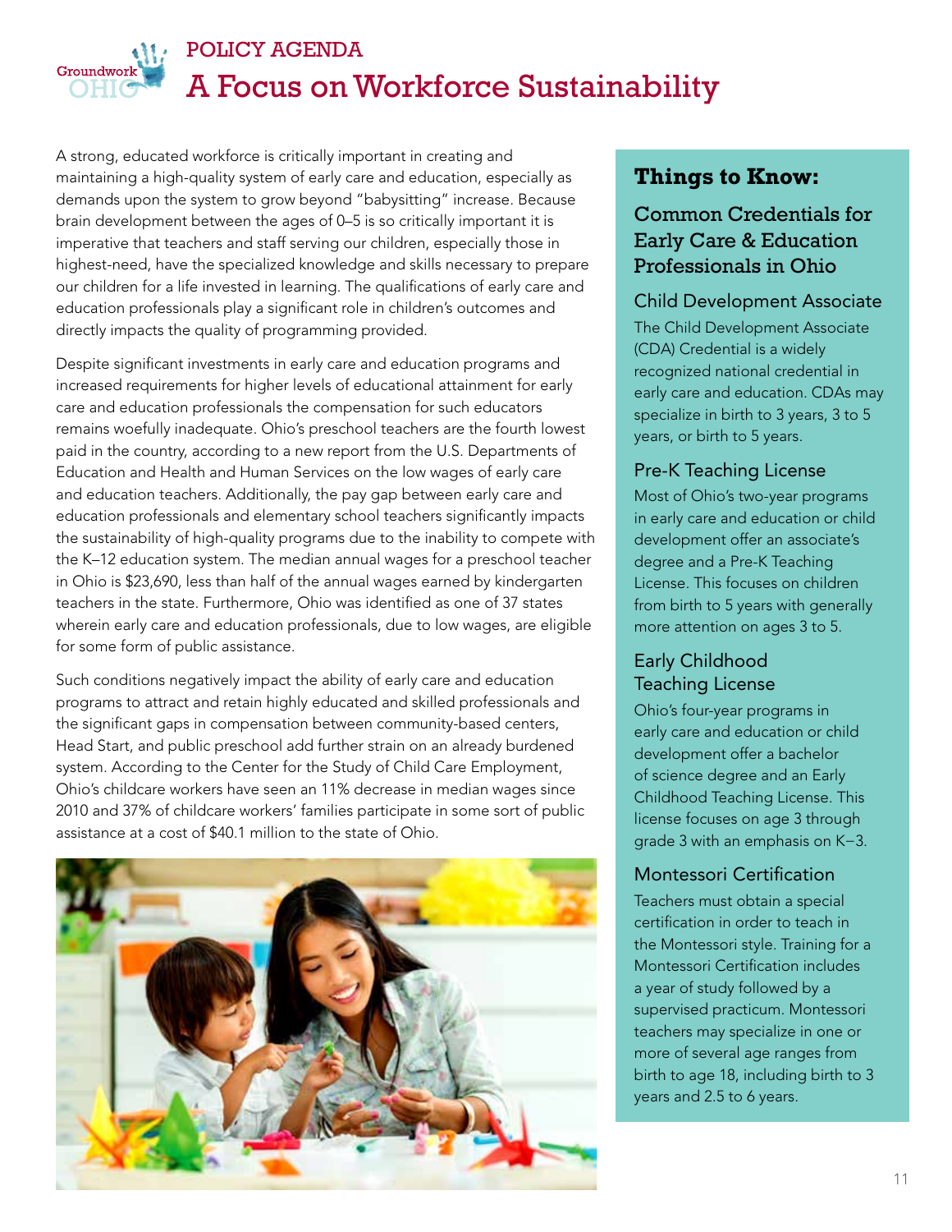POLICY AGENDA

# A Focus on Workforce Sustainability

A strong, educated workforce is critically important in creating and maintaining a high-quality system of early care and education, especially as demands upon the system to grow beyond "babysitting" increase. Because brain development between the ages of 0–5 is so critically important it is imperative that teachers and staff serving our children, especially those in highest-need, have the specialized knowledge and skills necessary to prepare our children for a life invested in learning. The qualifications of early care and education professionals play a significant role in children's outcomes and directly impacts the quality of programming provided.

Despite significant investments in early care and education programs and increased requirements for higher levels of educational attainment for early care and education professionals the compensation for such educators remains woefully inadequate. Ohio's preschool teachers are the fourth lowest paid in the country, according to a new report from the U.S. Departments of Education and Health and Human Services on the low wages of early care and education teachers. Additionally, the pay gap between early care and education professionals and elementary school teachers significantly impacts the sustainability of high-quality programs due to the inability to compete with the K–12 education system. The median annual wages for a preschool teacher in Ohio is $23,690, less than half of the annual wages earned by kindergarten teachers in the state. Furthermore, Ohio was identified as one of 37 states wherein early care and education professionals, due to low wages, are eligible for some form of public assistance.

Such conditions negatively impact the ability of early care and education programs to attract and retain highly educated and skilled professionals and the significant gaps in compensation between community-based centers, Head Start, and public preschool add further strain on an already burdened system. According to the Center for the Study of Child Care Employment, Ohio's childcare workers have seen an 11% decrease in median wages since 2010 and 37% of childcare workers' families participate in some sort of public assistance at a cost of $40.1 million to the state of Ohio.

## Things to Know:

### Common Credentials for Early Care & Education Professionals in Ohio

#### Child Development Associate

The Child Development Associate (CDA) Credential is a widely recognized national credential in early care and education. CDAs may specialize in birth to 3 years, 3 to 5 years, or birth to 5 years.

#### Pre-K Teaching License

Most of Ohio's two-year programs in early care and education or child development offer an associate's degree and a Pre-K Teaching License. This focuses on children from birth to 5 years with generally more attention on ages 3 to 5.

#### Early Childhood Teaching License

Ohio's four-year programs in early care and education or child development offer a bachelor of science degree and an Early Childhood Teaching License. This license focuses on age 3 through grade 3 with an emphasis on K–3.

#### Montessori Certification

Teachers must obtain a special certification in order to teach in the Montessori style. Training for a Montessori Certification includes a year of study followed by a supervised practicum. Montessori teachers may specialize in one or more of several age ranges from birth to age 18, including birth to 3 years and 2.5 to 6 years.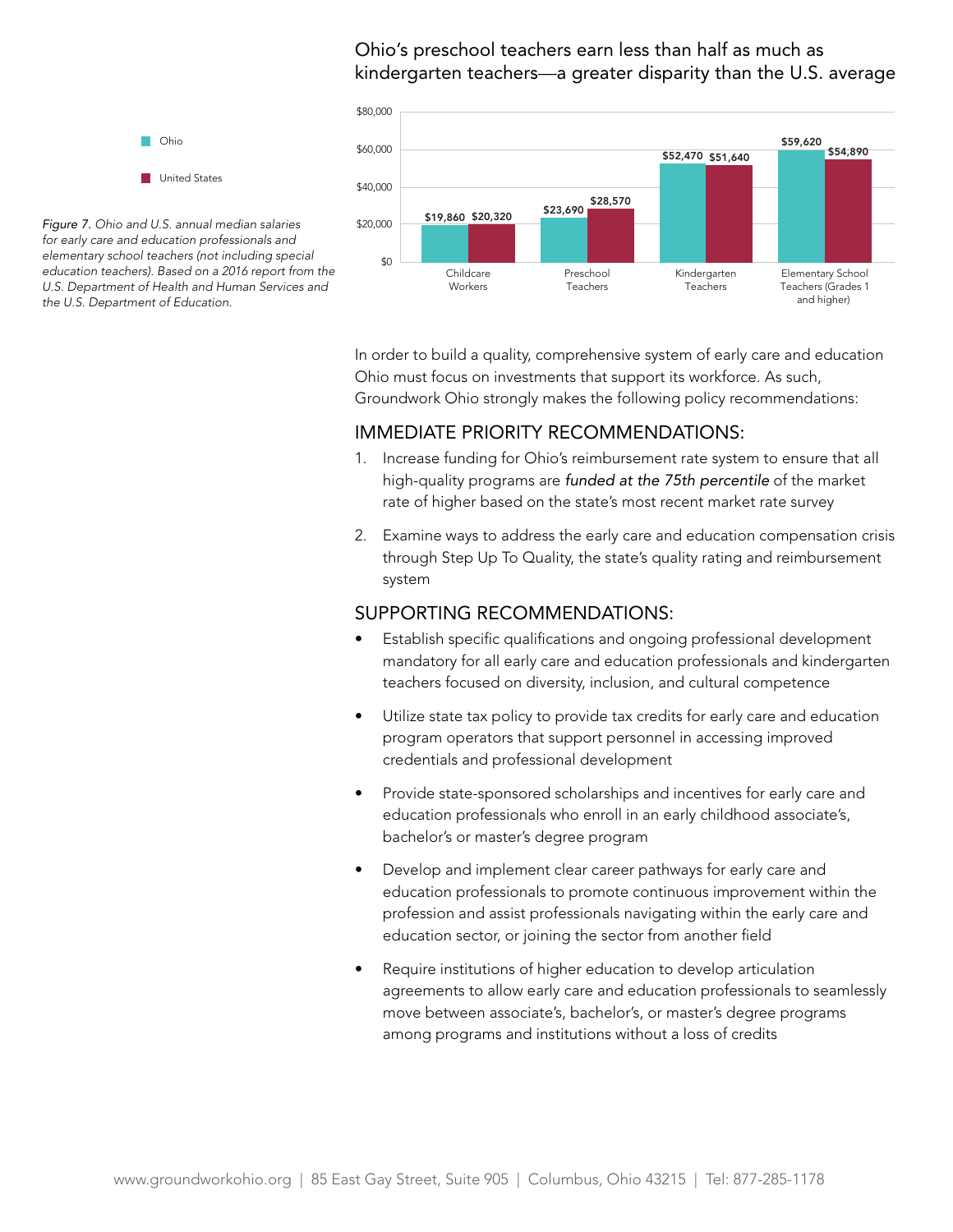## Ohio's preschool teachers earn less than half as much as kindergarten teachers—a greater disparity than the U.S. average

| | Ohio | United States |
|---|---|---|
| Childcare Workers | $19,860 | $20,320 |
| Preschool Teachers | $23,690 | $28,570 |
| Kindergarten Teachers | $52,470 | $51,640 |
| Elementary School Teachers (Grades 1 and higher) | $59,620 | $54,890 |

*Figure 7. Ohio and U.S. annual median salaries for early care and education professionals and elementary school teachers (not including special education teachers). Based on a 2016 report from the U.S. Department of Health and Human Services and the U.S. Department of Education.*

In order to build a quality, comprehensive system of early care and education Ohio must focus on investments that support its workforce. As such, Groundwork Ohio strongly makes the following policy recommendations:

### IMMEDIATE PRIORITY RECOMMENDATIONS:

1. Increase funding for Ohio's reimbursement rate system to ensure that all high-quality programs are *funded at the 75th percentile* of the market rate of higher based on the state's most recent market rate survey
2. Examine ways to address the early care and education compensation crisis through Step Up To Quality, the state's quality rating and reimbursement system

### SUPPORTING RECOMMENDATIONS:

- Establish specific qualifications and ongoing professional development mandatory for all early care and education professionals and kindergarten teachers focused on diversity, inclusion, and cultural competence
- Utilize state tax policy to provide tax credits for early care and education program operators that support personnel in accessing improved credentials and professional development
- Provide state-sponsored scholarships and incentives for early care and education professionals who enroll in an early childhood associate's, bachelor's or master's degree program
- Develop and implement clear career pathways for early care and education professionals to promote continuous improvement within the profession and assist professionals navigating within the early care and education sector, or joining the sector from another field
- Require institutions of higher education to develop articulation agreements to allow early care and education professionals to seamlessly move between associate's, bachelor's, or master's degree programs among programs and institutions without a loss of credits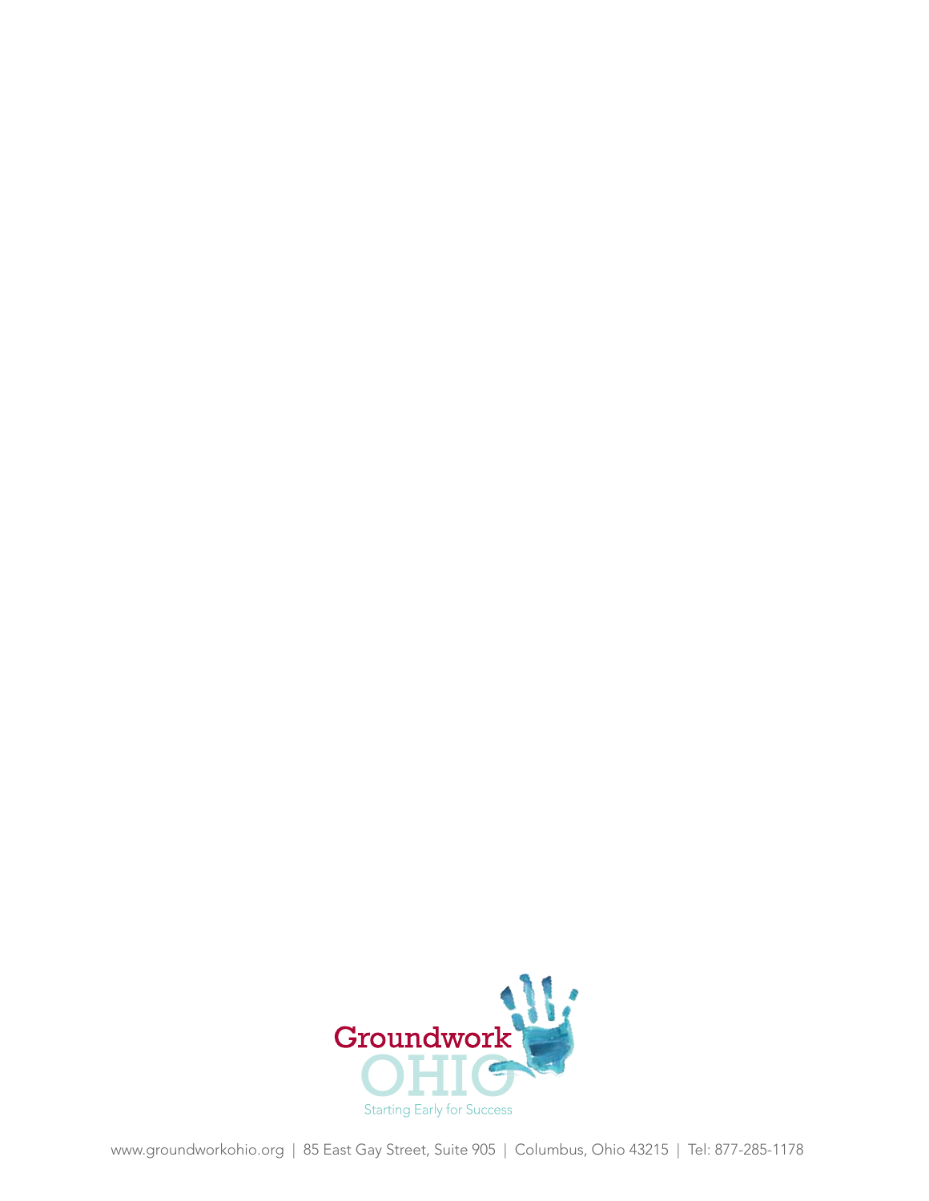Groundwork
OHIO
Starting Early for Success

www.groundworkohio.org | 85 East Gay Street, Suite 905 | Columbus, Ohio 43215 | Tel: 877-285-1178